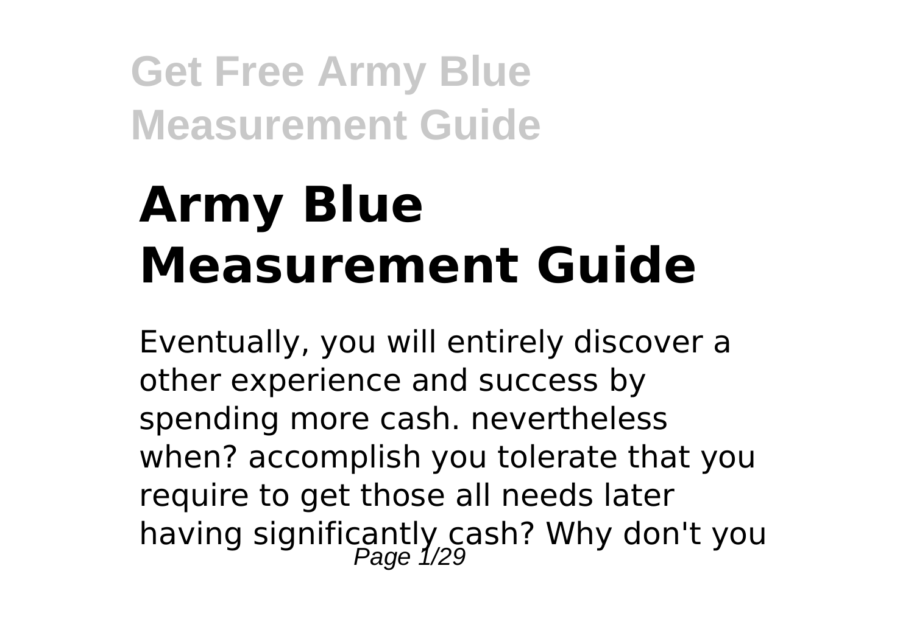# Army Blue Measurement Guide

Eventually, you will entirely discover a other experience and success by spending more cash. nevertheless when? accomplish you tolerate that you require to get those all needs later having significantly cash? Why don't you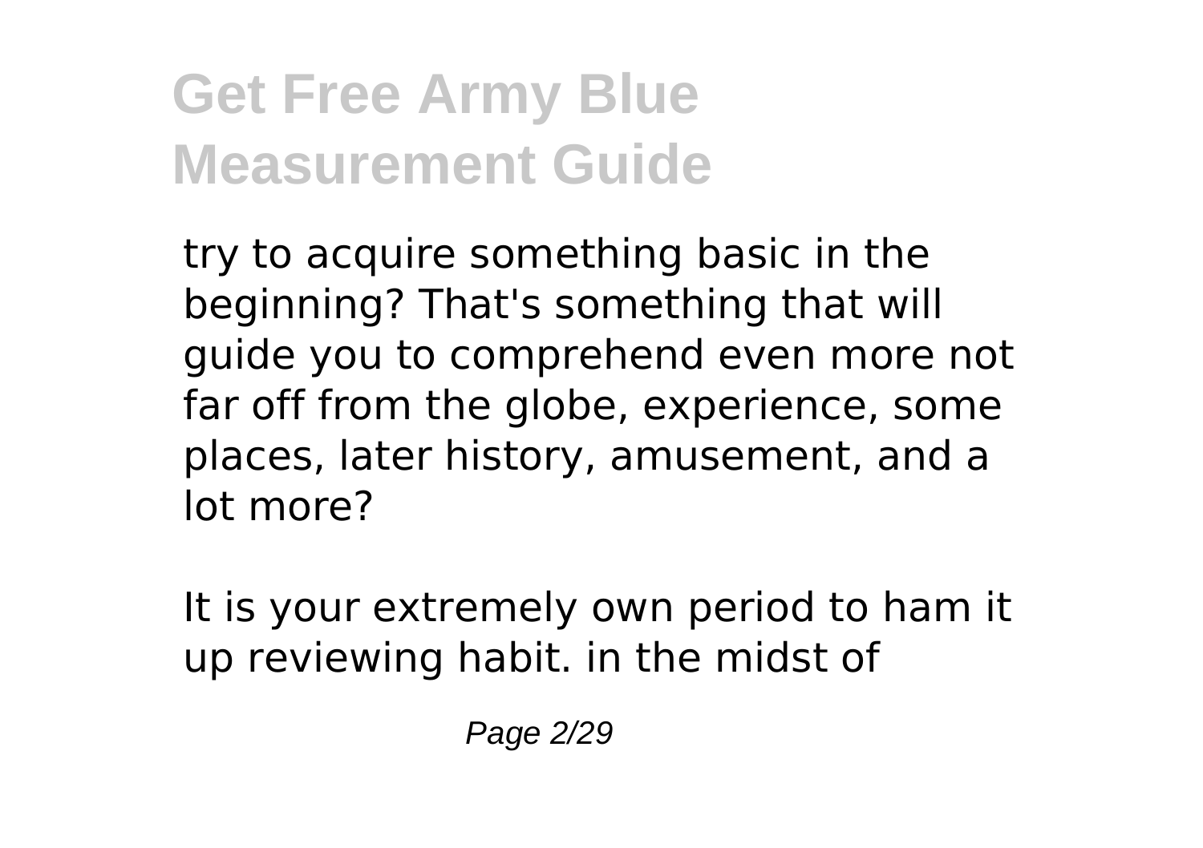try to acquire something basic in the beginning? That's something that will guide you to comprehend even more not far off from the globe, experience, some places, later history, amusement, and a lot more?

It is your extremely own period to ham it up reviewing habit. in the midst of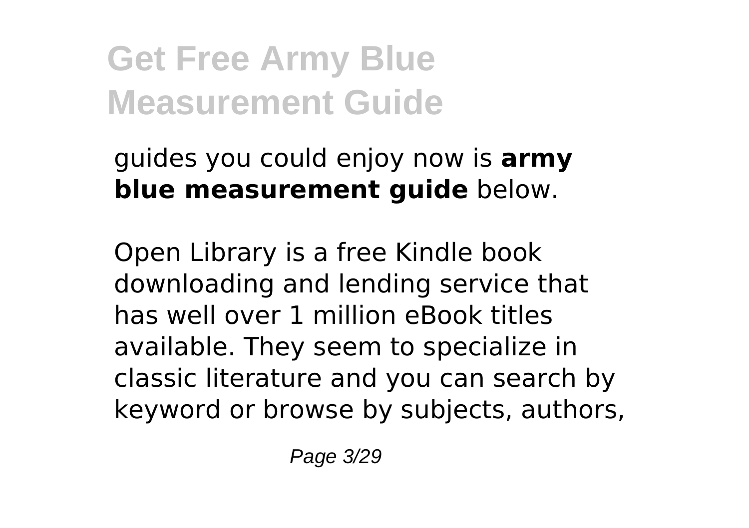guides you could enjoy now is **army blue measurement guide** below.

Open Library is a free Kindle book downloading and lending service that has well over 1 million eBook titles available. They seem to specialize in classic literature and you can search by keyword or browse by subjects, authors,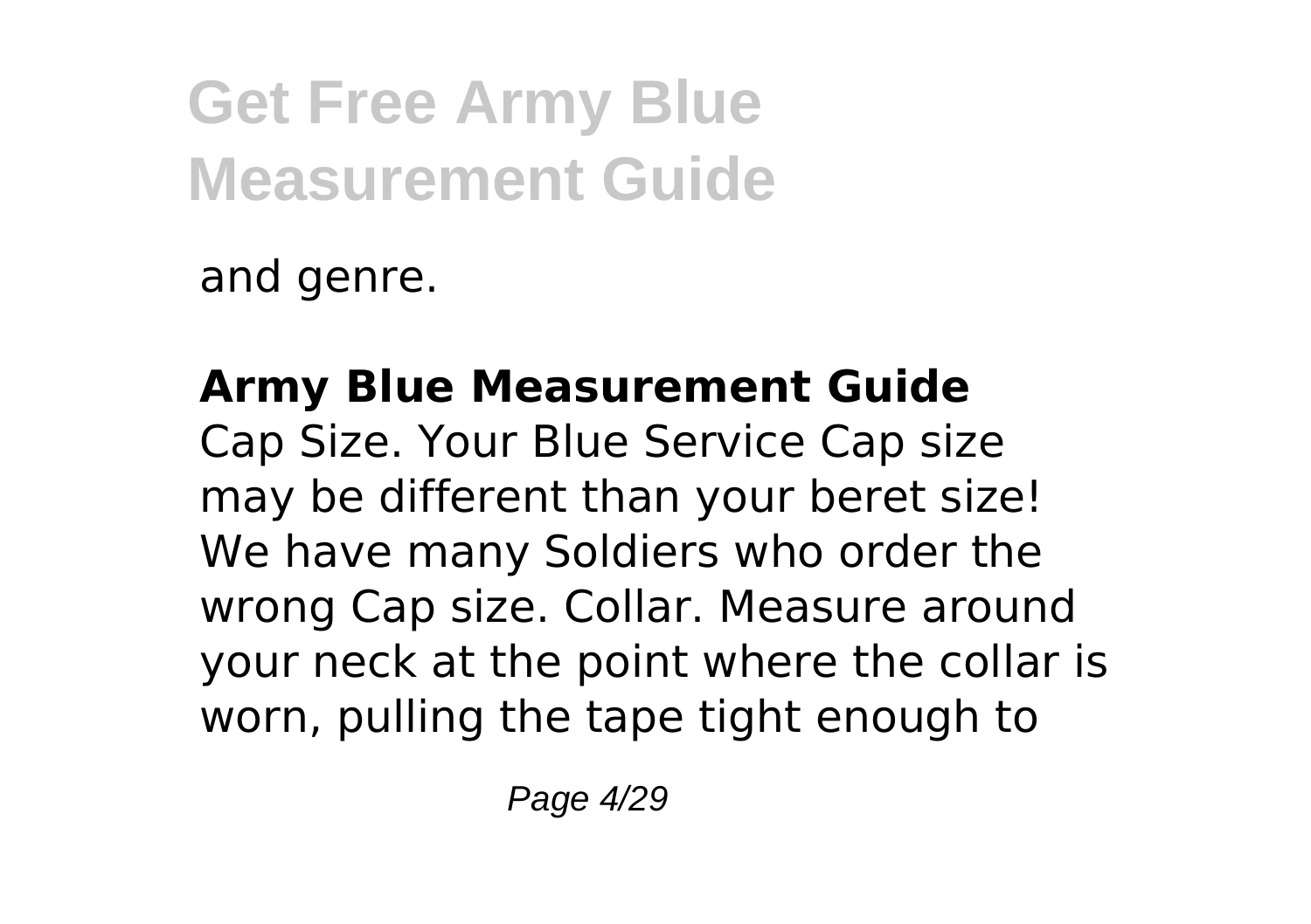and genre.

**Army Blue Measurement Guide**

Cap Size. Your Blue Service Cap size may be different than your beret size! We have many Soldiers who order the wrong Cap size. Collar. Measure around your neck at the point where the collar is worn, pulling the tape tight enough to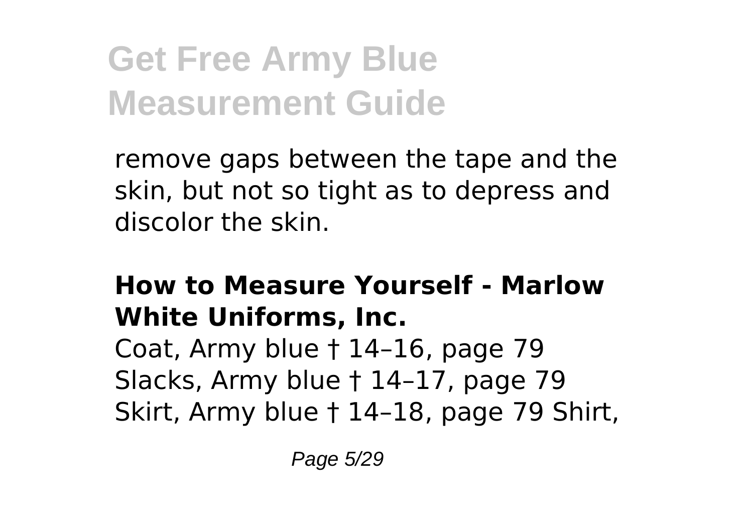remove gaps between the tape and the skin, but not so tight as to depress and discolor the skin.

### How to Measure Yourself - Marlow White Uniforms, Inc.

Coat, Army blue † 14–16, page 79 Slacks, Army blue † 14–17, page 79 Skirt, Army blue † 14–18, page 79 Shirt,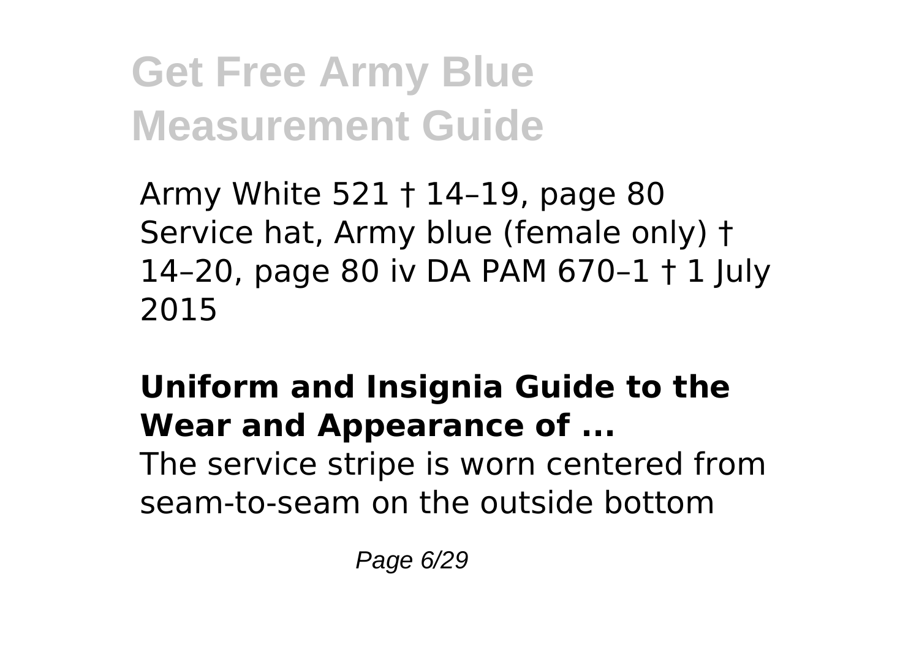Army White 521 † 14–19, page 80 Service hat, Army blue (female only) † 14–20, page 80 iv DA PAM 670–1 † 1 July 2015

## Uniform and Insignia Guide to the Wear and Appearance of ...

The service stripe is worn centered from seam-to-seam on the outside bottom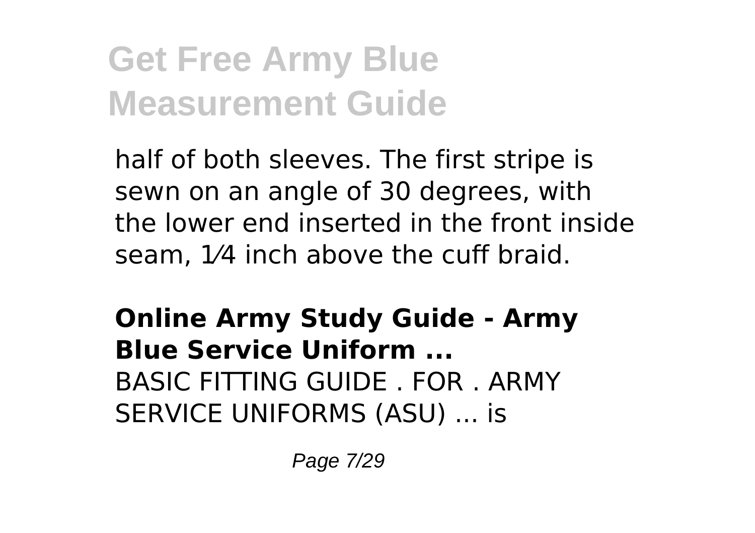half of both sleeves. The first stripe is sewn on an angle of 30 degrees, with the lower end inserted in the front inside seam, 1⁄4 inch above the cuff braid.

**Online Army Study Guide - Army Blue Service Uniform ...**

BASIC FITTING GUIDE . FOR . ARMY SERVICE UNIFORMS (ASU) ... is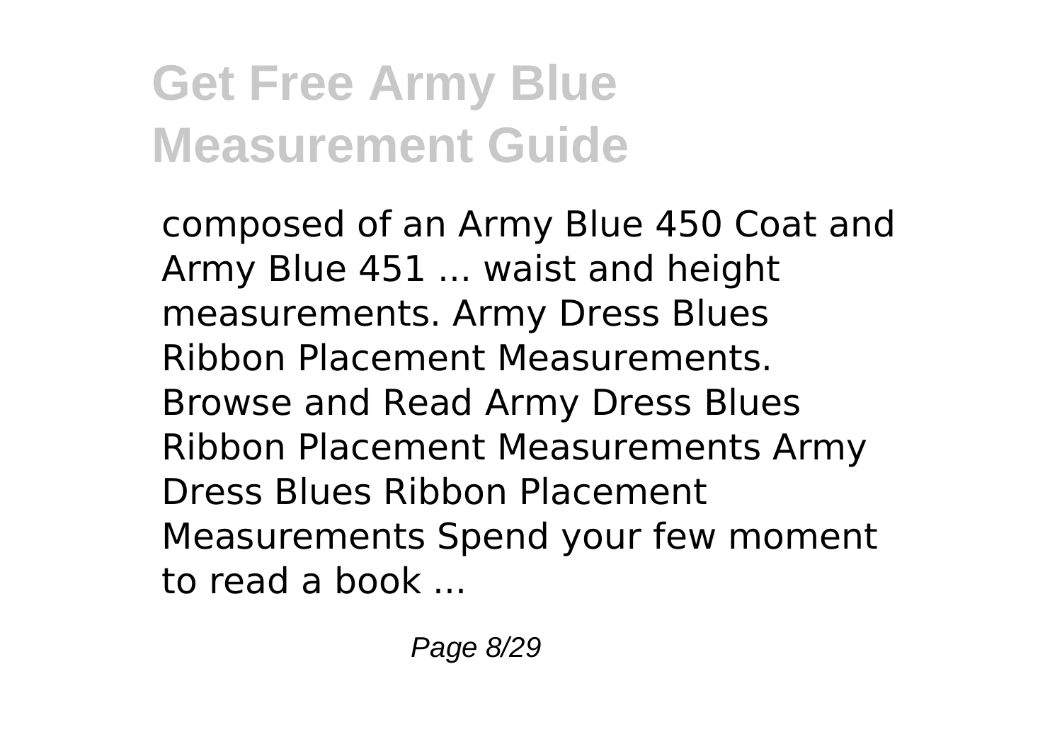composed of an Army Blue 450 Coat and Army Blue 451 ... waist and height measurements. Army Dress Blues Ribbon Placement Measurements. Browse and Read Army Dress Blues Ribbon Placement Measurements Army Dress Blues Ribbon Placement Measurements Spend your few moment to read a book ...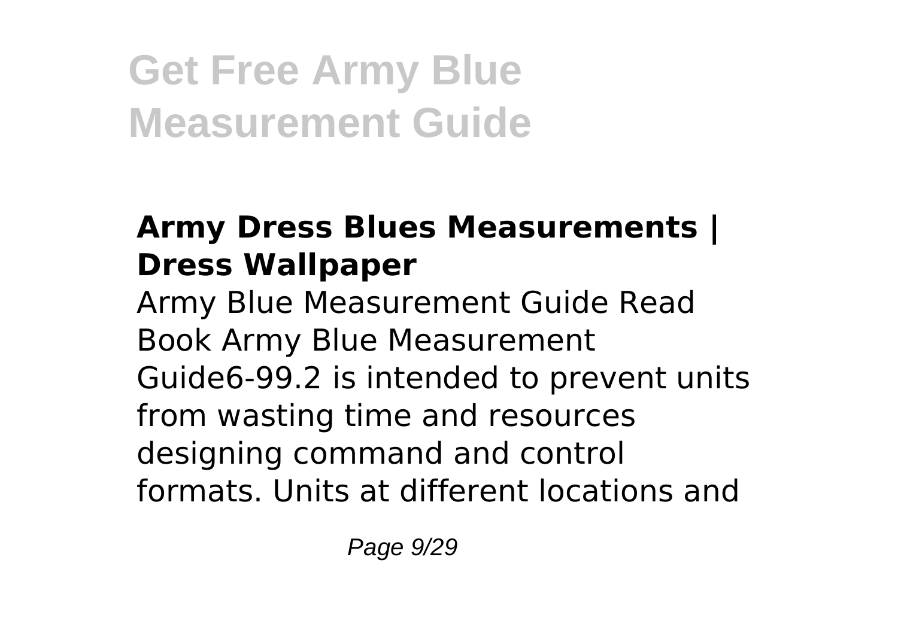### Army Dress Blues Measurements | Dress Wallpaper

Army Blue Measurement Guide Read Book Army Blue Measurement Guide6-99.2 is intended to prevent units from wasting time and resources designing command and control formats. Units at different locations and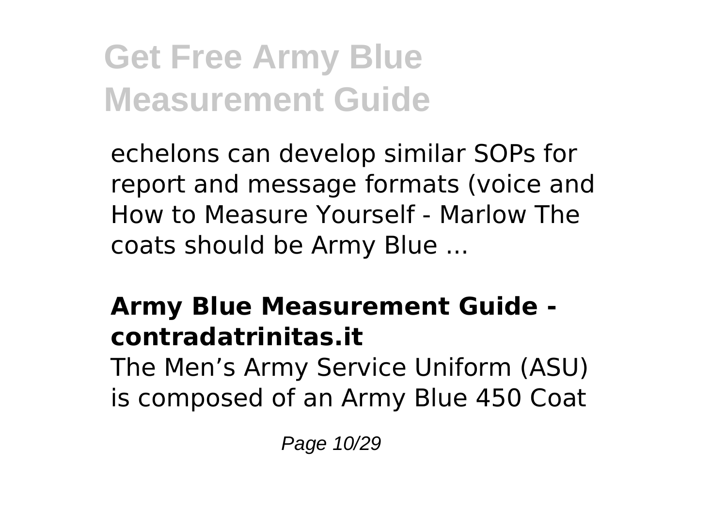echelons can develop similar SOPs for report and message formats (voice and How to Measure Yourself - Marlow The coats should be Army Blue ...

### **Army Blue Measurement Guide - contradatrinitas.it**

The Men’s Army Service Uniform (ASU) is composed of an Army Blue 450 Coat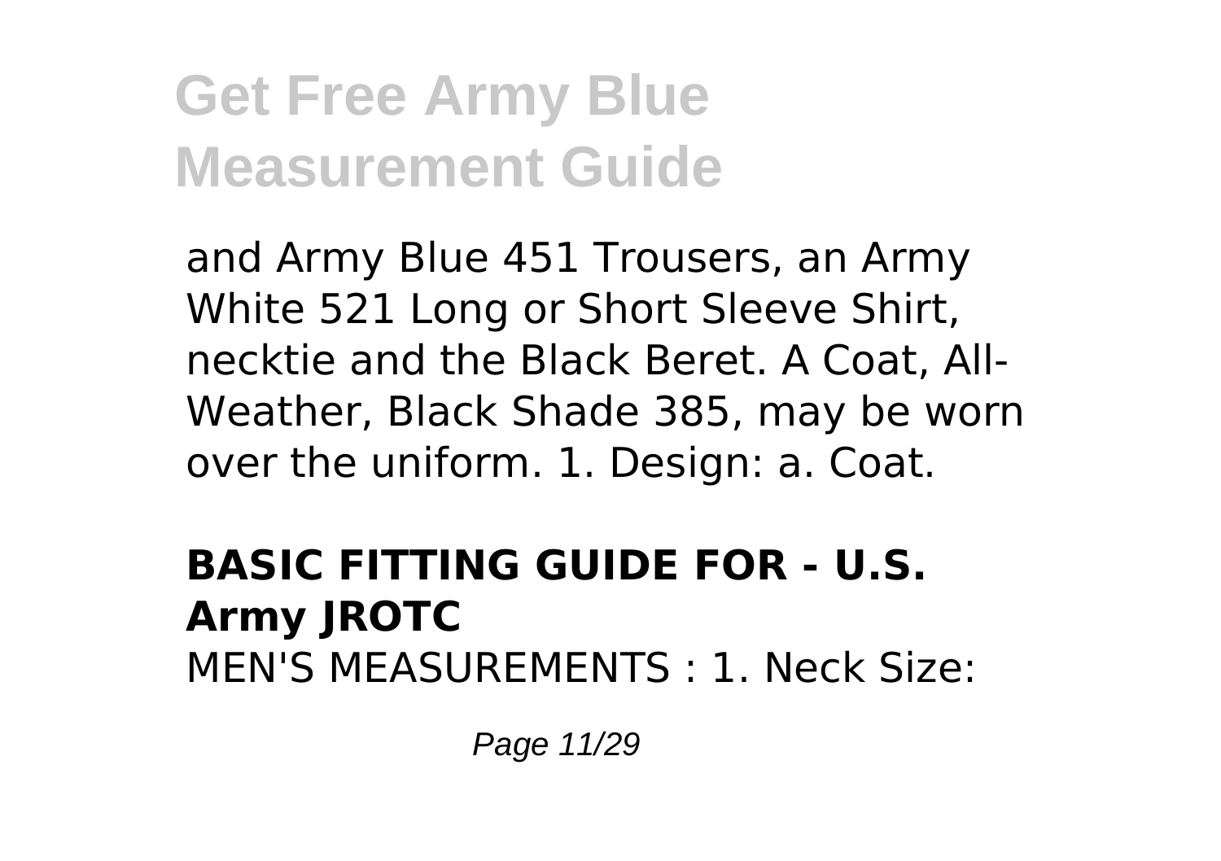and Army Blue 451 Trousers, an Army White 521 Long or Short Sleeve Shirt, necktie and the Black Beret. A Coat, All-Weather, Black Shade 385, may be worn over the uniform. 1. Design: a. Coat.

**BASIC FITTING GUIDE FOR - U.S. Army JROTC**

MEN'S MEASUREMENTS : 1. Neck Size: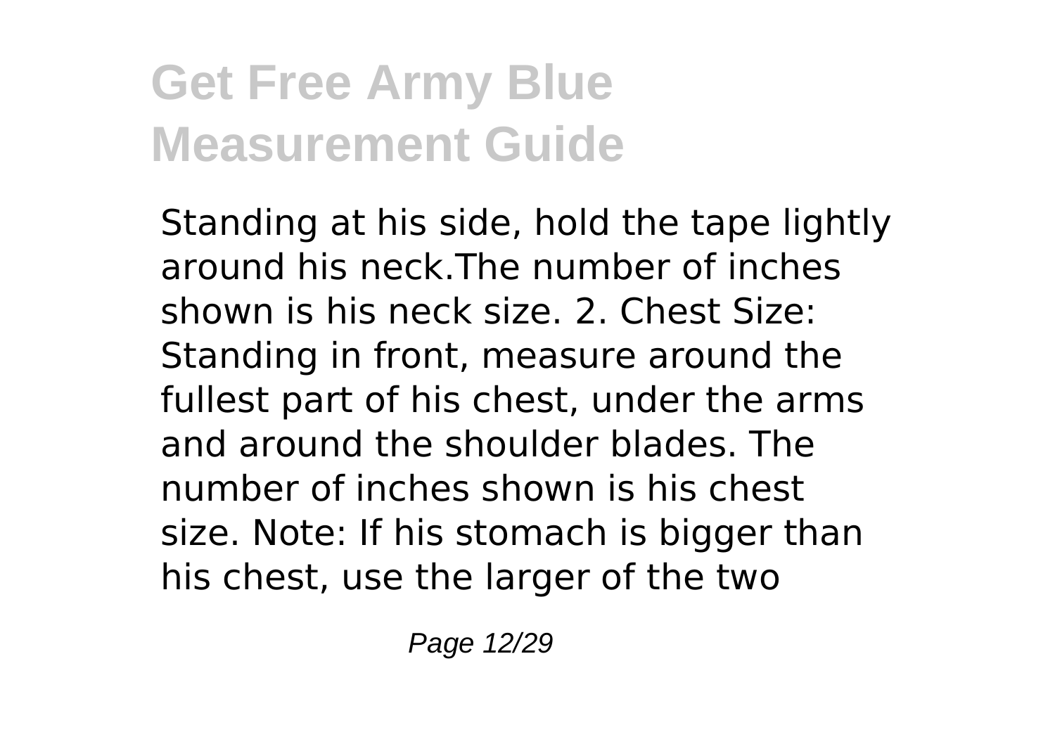# Get Free Army Blue Measurement Guide

Standing at his side, hold the tape lightly around his neck.The number of inches shown is his neck size. 2. Chest Size: Standing in front, measure around the fullest part of his chest, under the arms and around the shoulder blades. The number of inches shown is his chest size. Note: If his stomach is bigger than his chest, use the larger of the two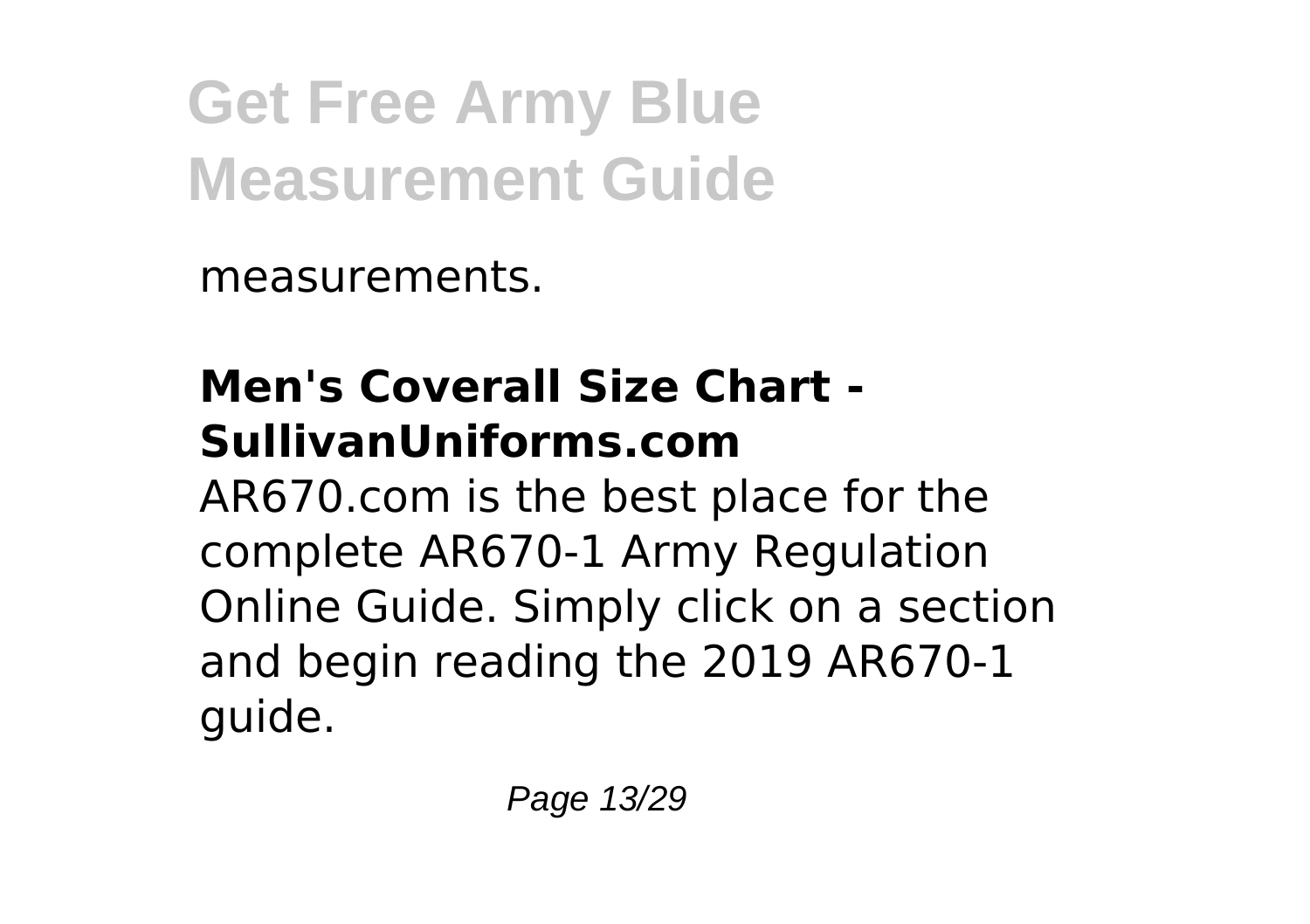measurements.

## Men's Coverall Size Chart - SullivanUniforms.com

AR670.com is the best place for the complete AR670-1 Army Regulation Online Guide. Simply click on a section and begin reading the 2019 AR670-1 guide.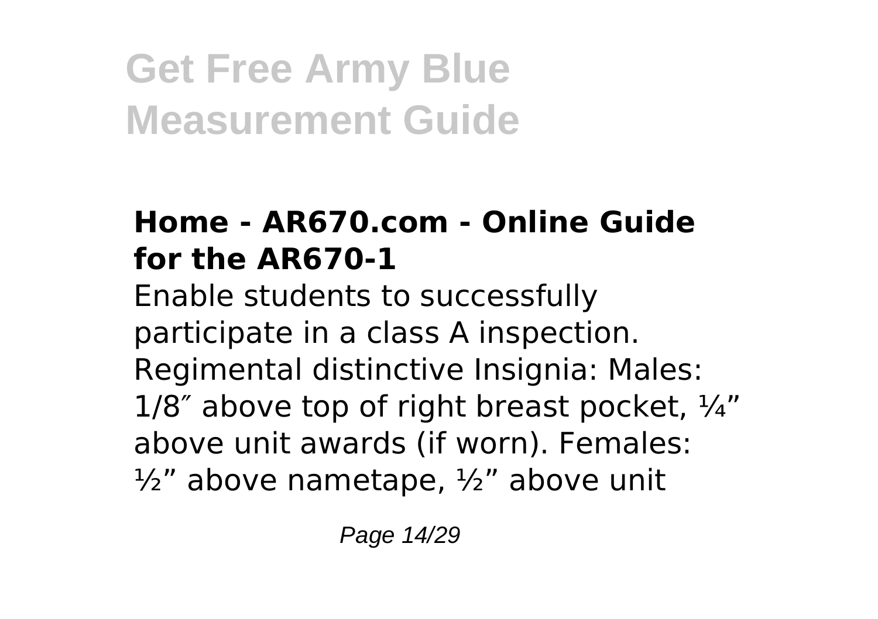**Get Free Army Blue Measurement Guide**

### Home - AR670.com - Online Guide for the AR670-1

Enable students to successfully participate in a class A inspection. Regimental distinctive Insignia: Males: 1/8″ above top of right breast pocket, ¼" above unit awards (if worn). Females: ½" above nametape, ½" above unit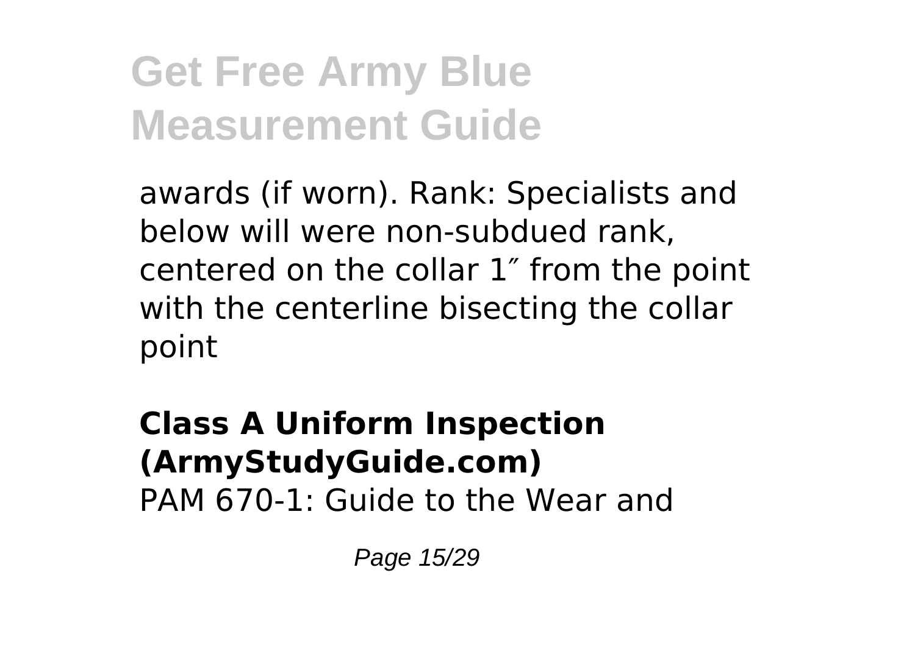awards (if worn). Rank: Specialists and below will were non-subdued rank, centered on the collar 1″ from the point with the centerline bisecting the collar point

**Class A Uniform Inspection (ArmyStudyGuide.com)**
PAM 670-1: Guide to the Wear and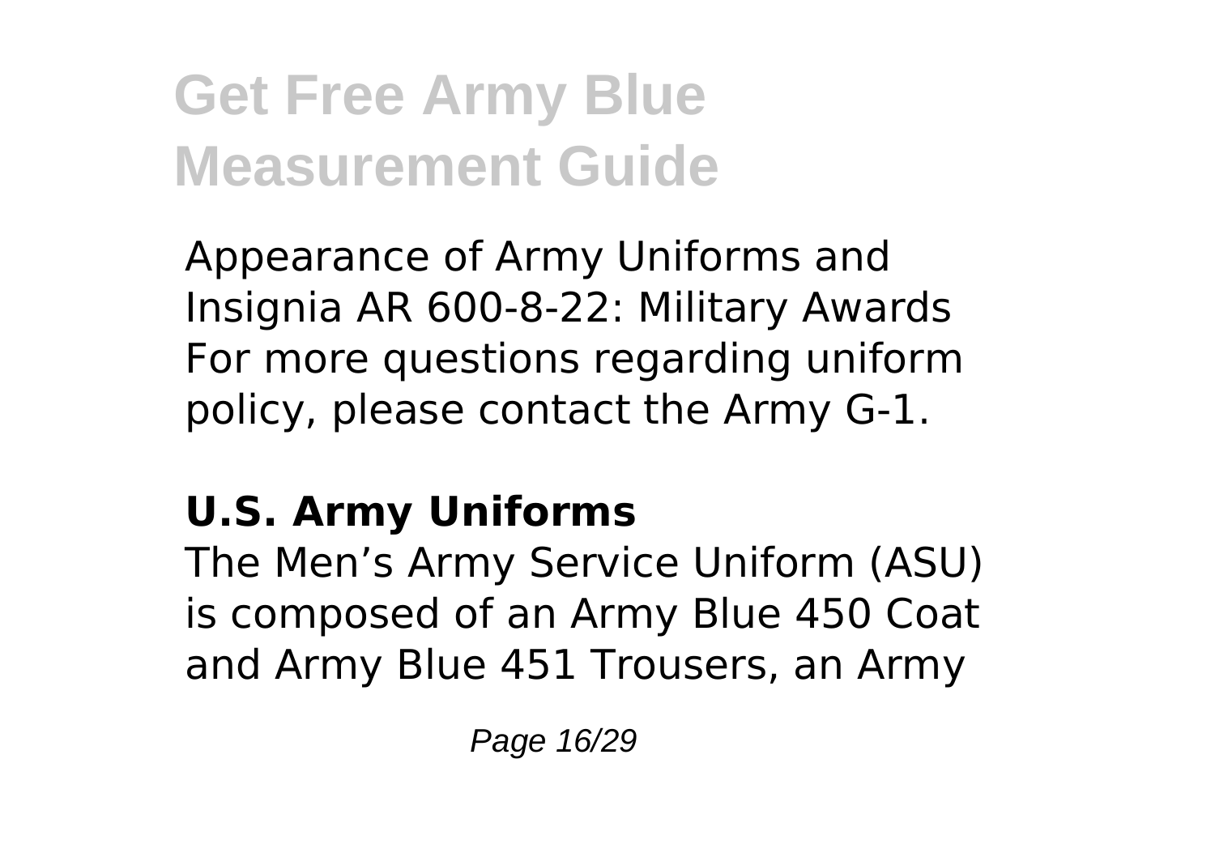Appearance of Army Uniforms and Insignia AR 600-8-22: Military Awards For more questions regarding uniform policy, please contact the Army G-1.

## U.S. Army Uniforms

The Men's Army Service Uniform (ASU) is composed of an Army Blue 450 Coat and Army Blue 451 Trousers, an Army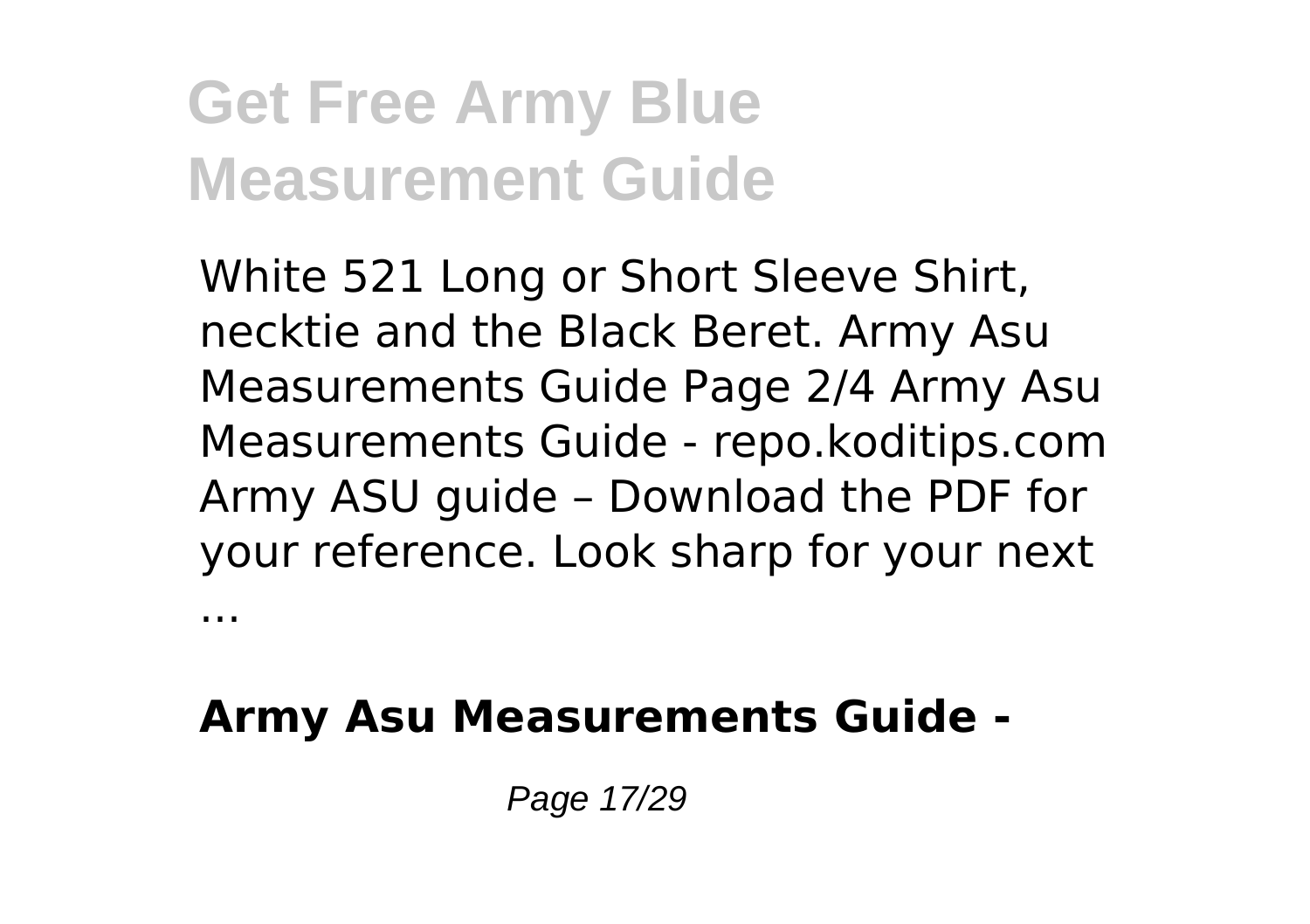White 521 Long or Short Sleeve Shirt, necktie and the Black Beret. Army Asu Measurements Guide Page 2/4 Army Asu Measurements Guide - repo.koditips.com Army ASU guide – Download the PDF for your reference. Look sharp for your next ...

**Army Asu Measurements Guide -**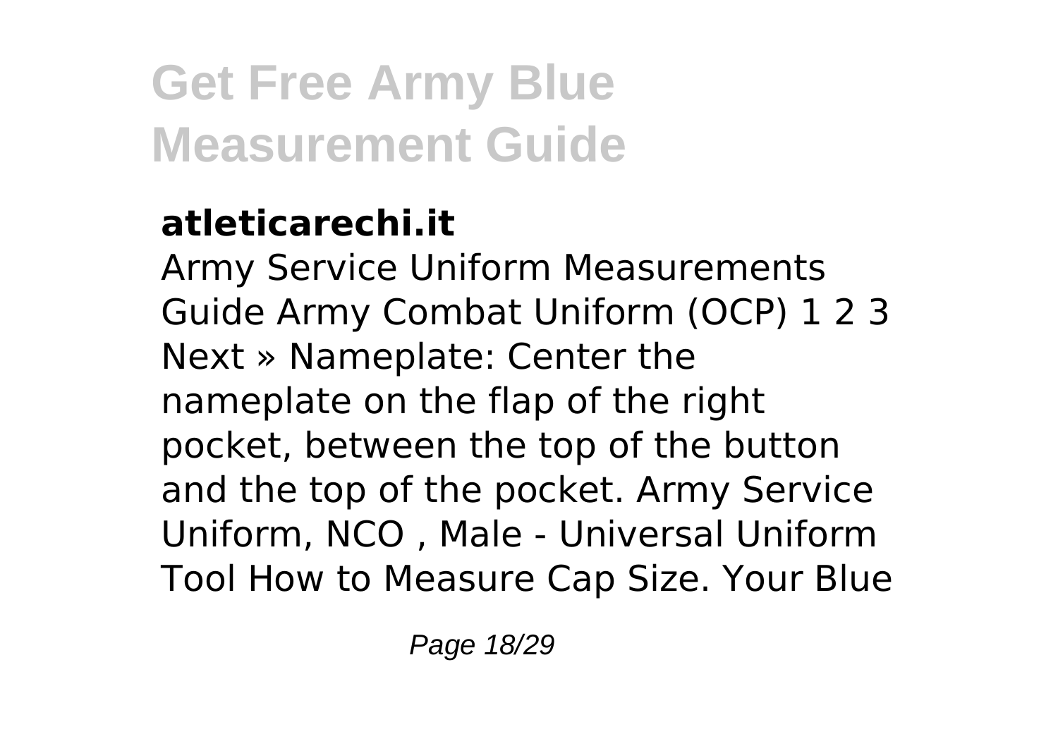### **atleticarechi.it**

Army Service Uniform Measurements Guide Army Combat Uniform (OCP) 1 2 3 Next » Nameplate: Center the nameplate on the flap of the right pocket, between the top of the button and the top of the pocket. Army Service Uniform, NCO , Male - Universal Uniform Tool How to Measure Cap Size. Your Blue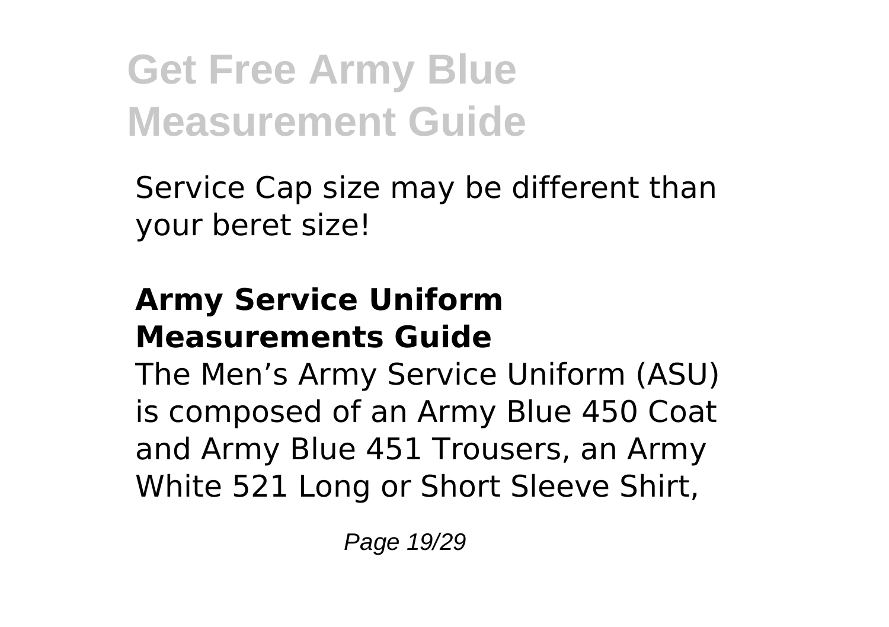Service Cap size may be different than your beret size!

### Army Service Uniform Measurements Guide

The Men's Army Service Uniform (ASU) is composed of an Army Blue 450 Coat and Army Blue 451 Trousers, an Army White 521 Long or Short Sleeve Shirt,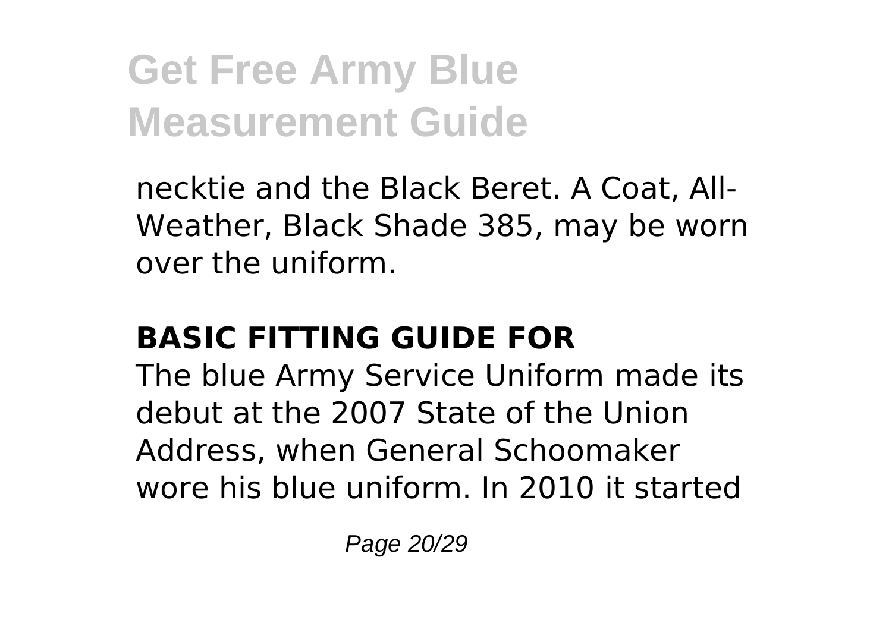necktie and the Black Beret. A Coat, All-Weather, Black Shade 385, may be worn over the uniform.

## BASIC FITTING GUIDE FOR

The blue Army Service Uniform made its debut at the 2007 State of the Union Address, when General Schoomaker wore his blue uniform. In 2010 it started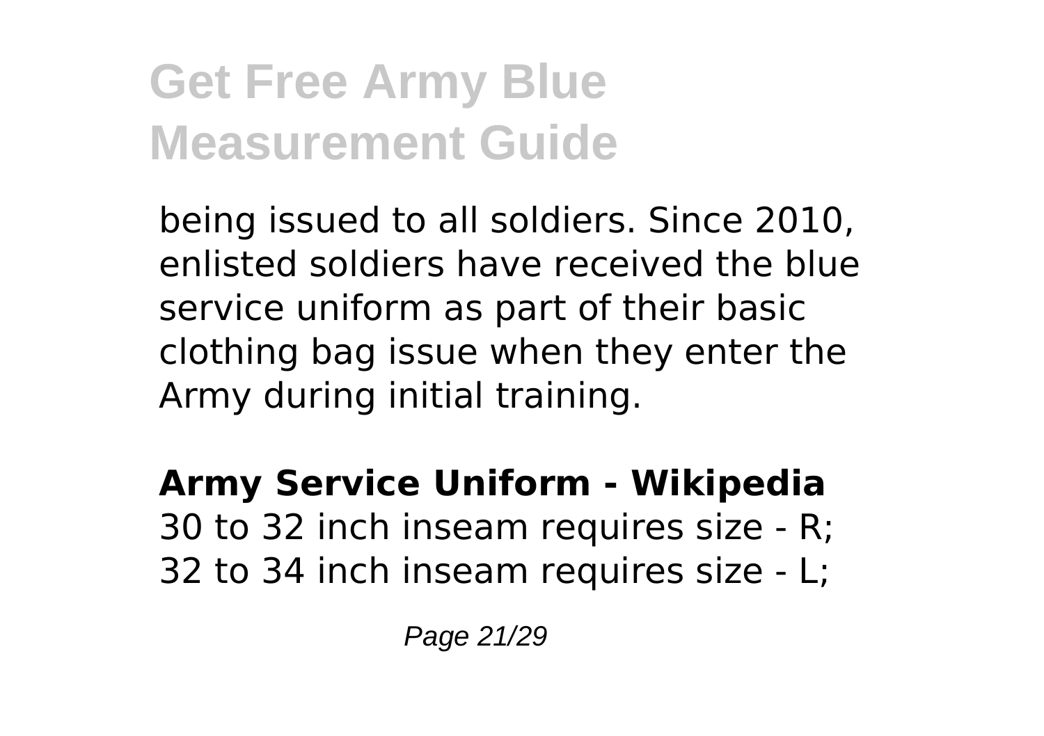being issued to all soldiers. Since 2010, enlisted soldiers have received the blue service uniform as part of their basic clothing bag issue when they enter the Army during initial training.

**Army Service Uniform - Wikipedia**
30 to 32 inch inseam requires size - R; 32 to 34 inch inseam requires size - L;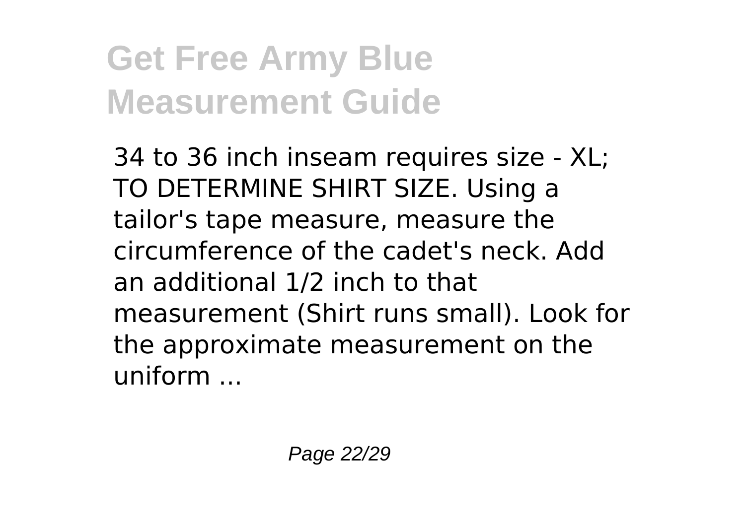34 to 36 inch inseam requires size - XL; TO DETERMINE SHIRT SIZE. Using a tailor's tape measure, measure the circumference of the cadet's neck. Add an additional 1/2 inch to that measurement (Shirt runs small). Look for the approximate measurement on the uniform ...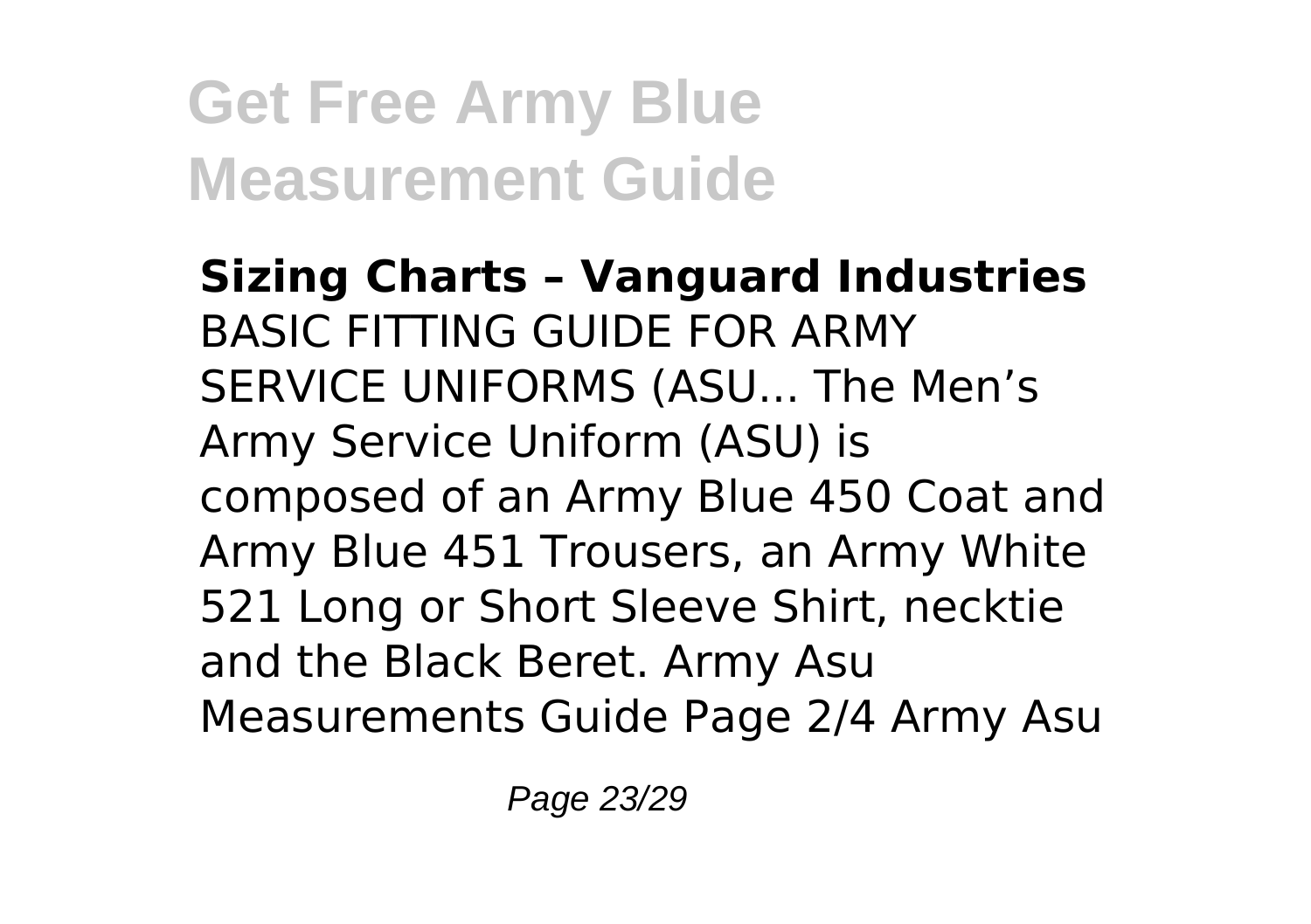**Sizing Charts – Vanguard Industries**
BASIC FITTING GUIDE FOR ARMY SERVICE UNIFORMS (ASU... The Men's Army Service Uniform (ASU) is composed of an Army Blue 450 Coat and Army Blue 451 Trousers, an Army White 521 Long or Short Sleeve Shirt, necktie and the Black Beret. Army Asu Measurements Guide Page 2/4 Army Asu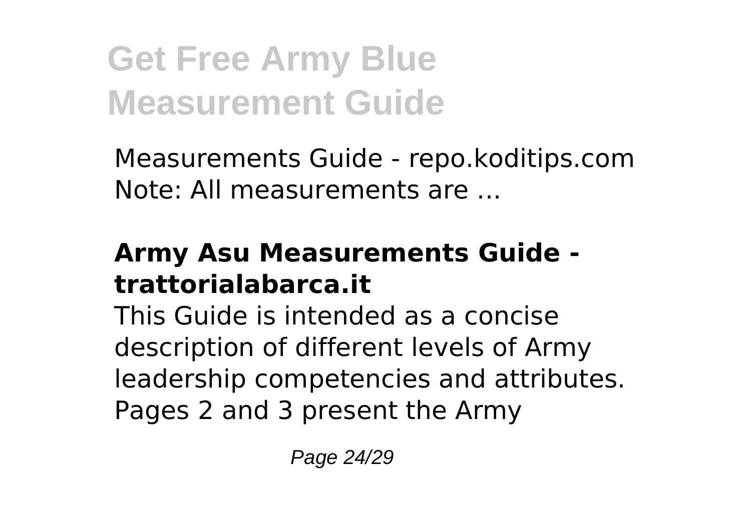Measurements Guide - repo.koditips.com Note: All measurements are ...

### Army Asu Measurements Guide - trattorialabarca.it

This Guide is intended as a concise description of different levels of Army leadership competencies and attributes. Pages 2 and 3 present the Army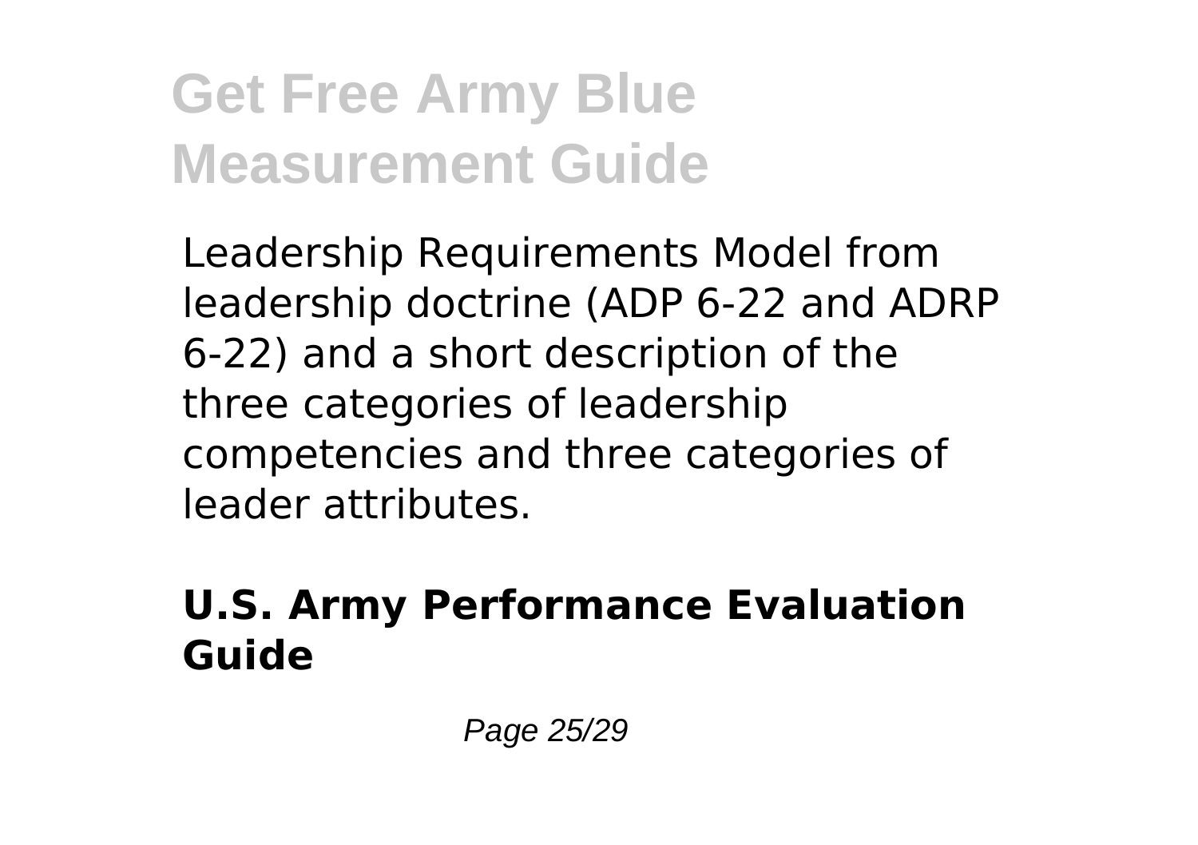Leadership Requirements Model from leadership doctrine (ADP 6-22 and ADRP 6-22) and a short description of the three categories of leadership competencies and three categories of leader attributes.

## U.S. Army Performance Evaluation Guide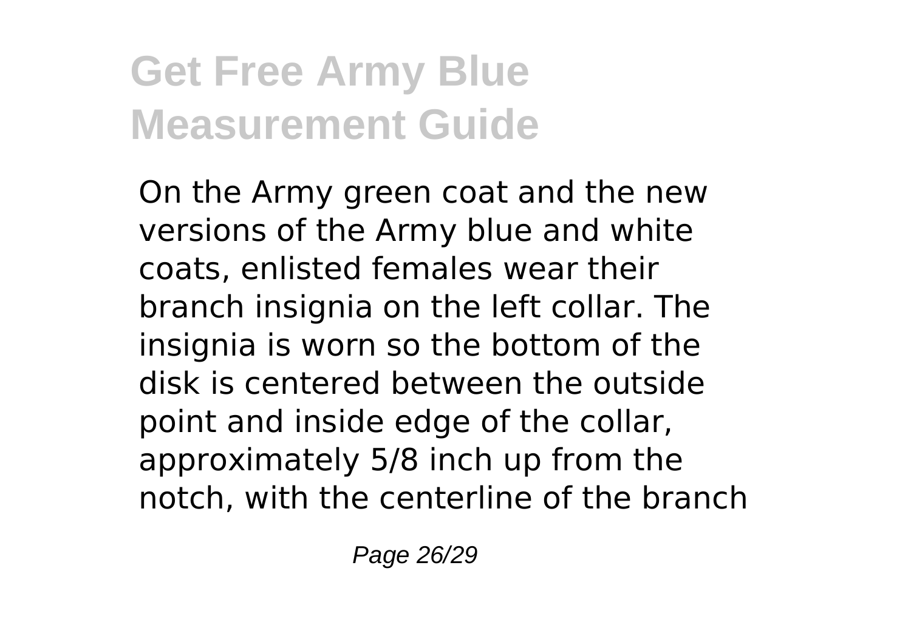# Get Free Army Blue Measurement Guide

On the Army green coat and the new versions of the Army blue and white coats, enlisted females wear their branch insignia on the left collar. The insignia is worn so the bottom of the disk is centered between the outside point and inside edge of the collar, approximately 5/8 inch up from the notch, with the centerline of the branch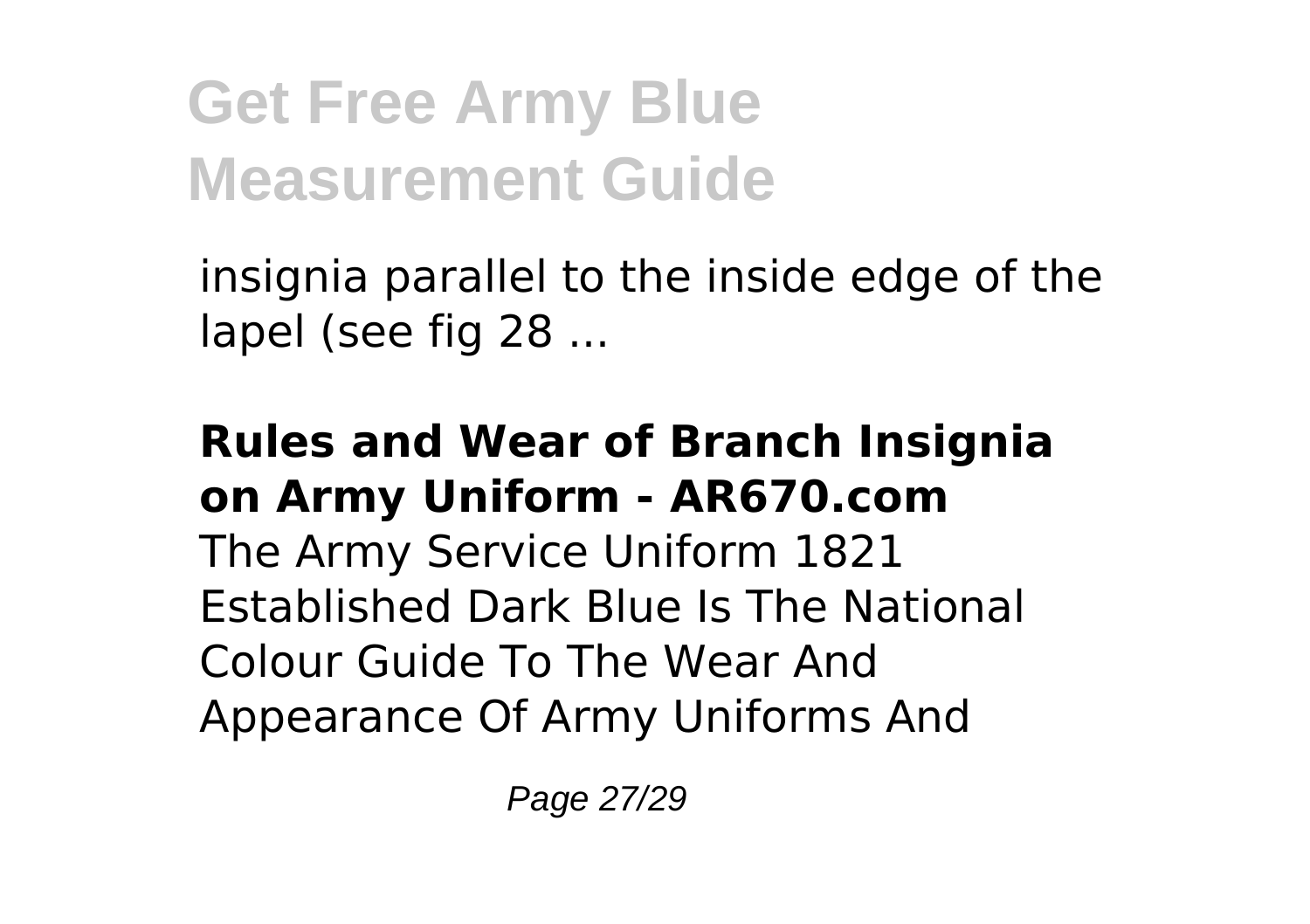insignia parallel to the inside edge of the lapel (see fig 28 ...

**Rules and Wear of Branch Insignia on Army Uniform - AR670.com**

The Army Service Uniform 1821 Established Dark Blue Is The National Colour Guide To The Wear And Appearance Of Army Uniforms And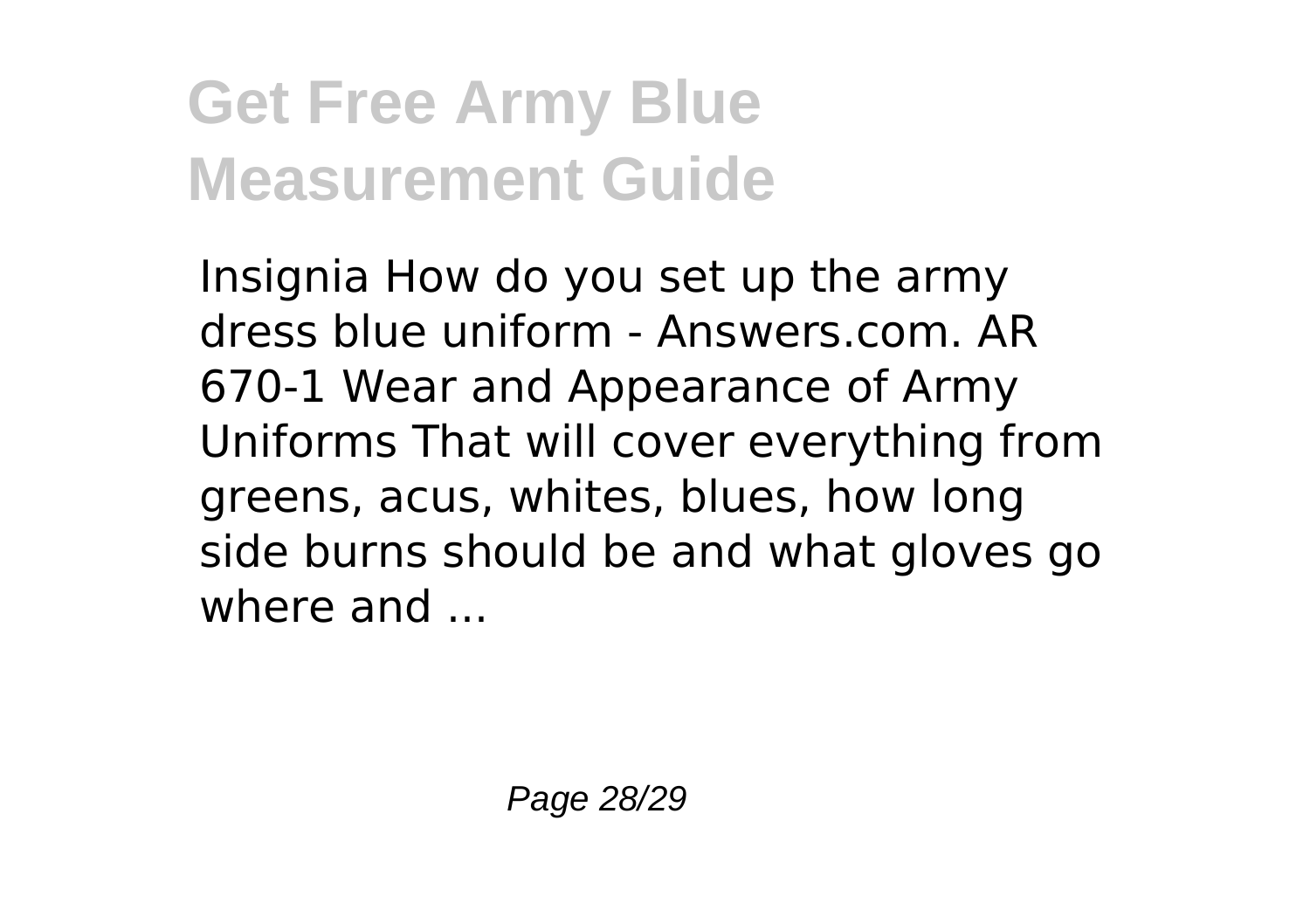Insignia How do you set up the army dress blue uniform - Answers.com. AR 670-1 Wear and Appearance of Army Uniforms That will cover everything from greens, acus, whites, blues, how long side burns should be and what gloves go where and ...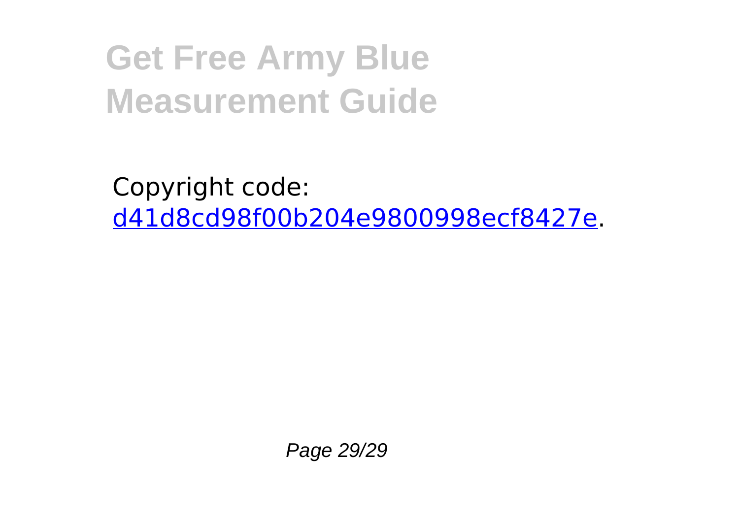Copyright code: d41d8cd98f00b204e9800998ecf8427e.